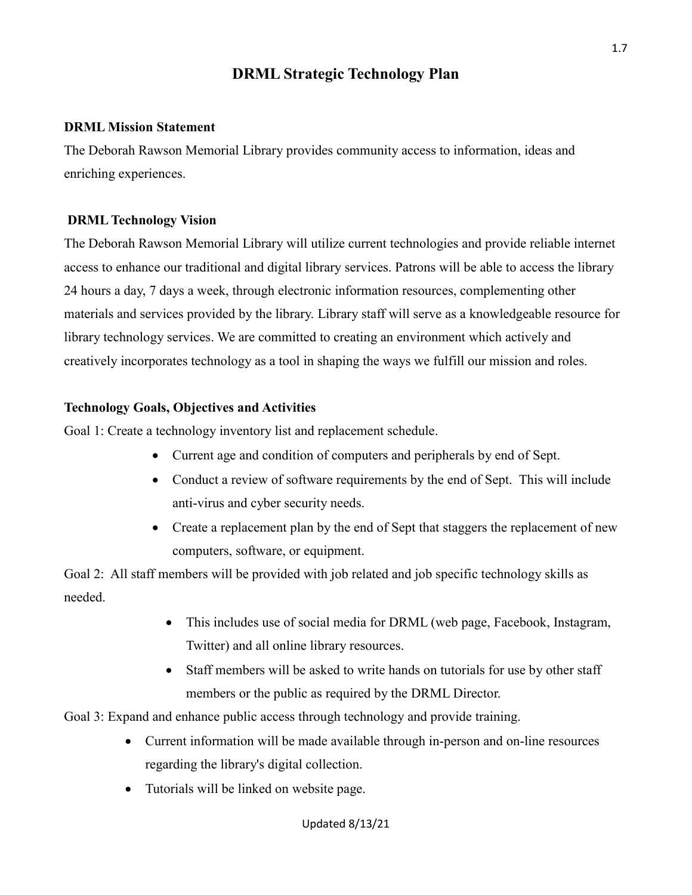# DRML Strategic Technology Plan

**DRML Mission Statement**

The Deborah Rawson Memorial Library provides community access to information, ideas and enriching experiences.

**DRML Technology Vision**

The Deborah Rawson Memorial Library will utilize current technologies and provide reliable internet access to enhance our traditional and digital library services. Patrons will be able to access the library 24 hours a day, 7 days a week, through electronic information resources, complementing other materials and services provided by the library. Library staff will serve as a knowledgeable resource for library technology services. We are committed to creating an environment which actively and creatively incorporates technology as a tool in shaping the ways we fulfill our mission and roles.

**Technology Goals, Objectives and Activities**

Goal 1: Create a technology inventory list and replacement schedule.

- Current age and condition of computers and peripherals by end of Sept.
- Conduct a review of software requirements by the end of Sept. This will include anti-virus and cyber security needs.
- Create a replacement plan by the end of Sept that staggers the replacement of new computers, software, or equipment.

Goal 2: All staff members will be provided with job related and job specific technology skills as needed.

- This includes use of social media for DRML (web page, Facebook, Instagram, Twitter) and all online library resources.
- Staff members will be asked to write hands on tutorials for use by other staff members or the public as required by the DRML Director.

Goal 3: Expand and enhance public access through technology and provide training.

- Current information will be made available through in-person and on-line resources regarding the library's digital collection.
- Tutorials will be linked on website page.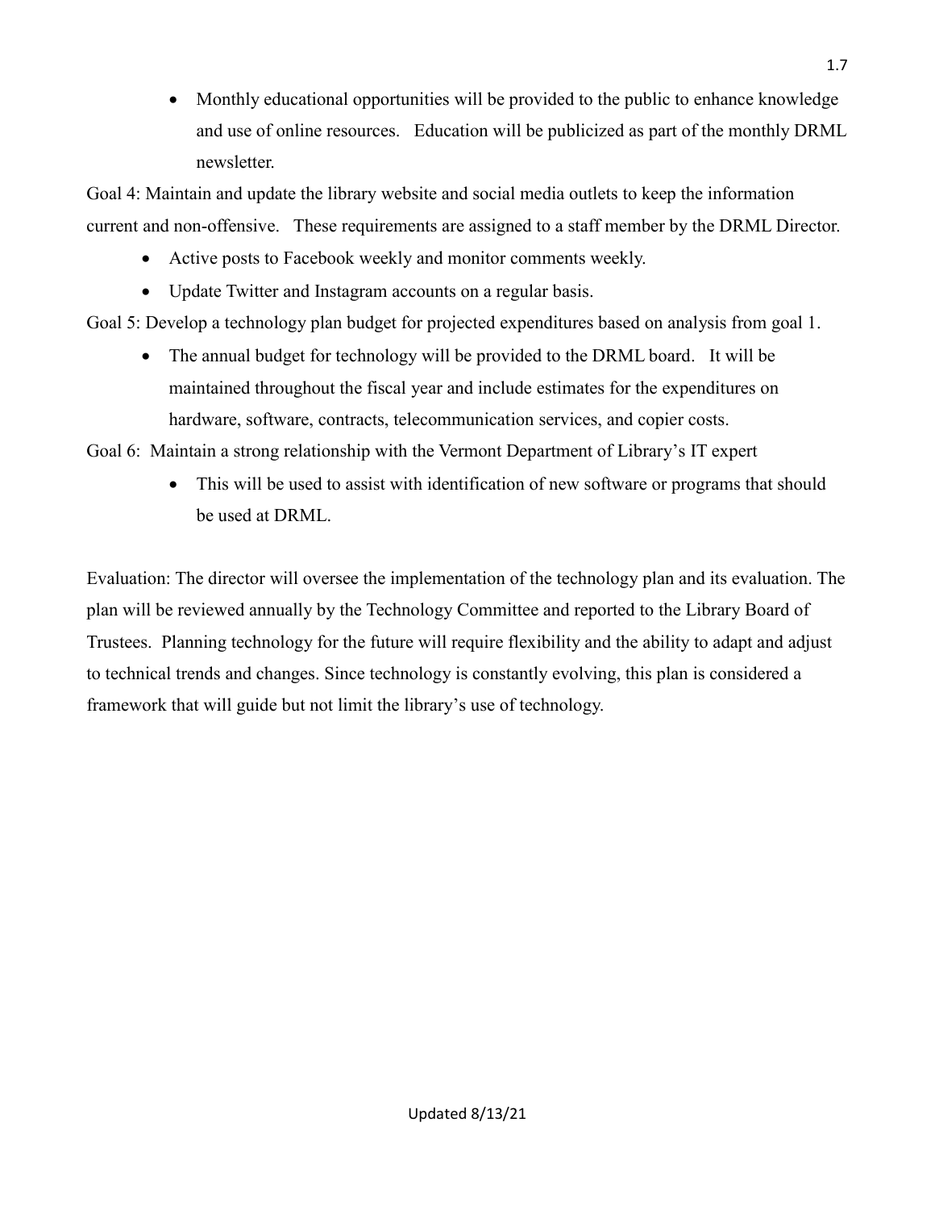- Monthly educational opportunities will be provided to the public to enhance knowledge and use of online resources. Education will be publicized as part of the monthly DRML newsletter.

Goal 4: Maintain and update the library website and social media outlets to keep the information current and non-offensive. These requirements are assigned to a staff member by the DRML Director.

- Active posts to Facebook weekly and monitor comments weekly.
- Update Twitter and Instagram accounts on a regular basis.

Goal 5: Develop a technology plan budget for projected expenditures based on analysis from goal 1.

- The annual budget for technology will be provided to the DRML board. It will be maintained throughout the fiscal year and include estimates for the expenditures on hardware, software, contracts, telecommunication services, and copier costs.

Goal 6: Maintain a strong relationship with the Vermont Department of Library's IT expert

- This will be used to assist with identification of new software or programs that should be used at DRML.

Evaluation: The director will oversee the implementation of the technology plan and its evaluation. The plan will be reviewed annually by the Technology Committee and reported to the Library Board of Trustees. Planning technology for the future will require flexibility and the ability to adapt and adjust to technical trends and changes. Since technology is constantly evolving, this plan is considered a framework that will guide but not limit the library's use of technology.

Updated 8/13/21